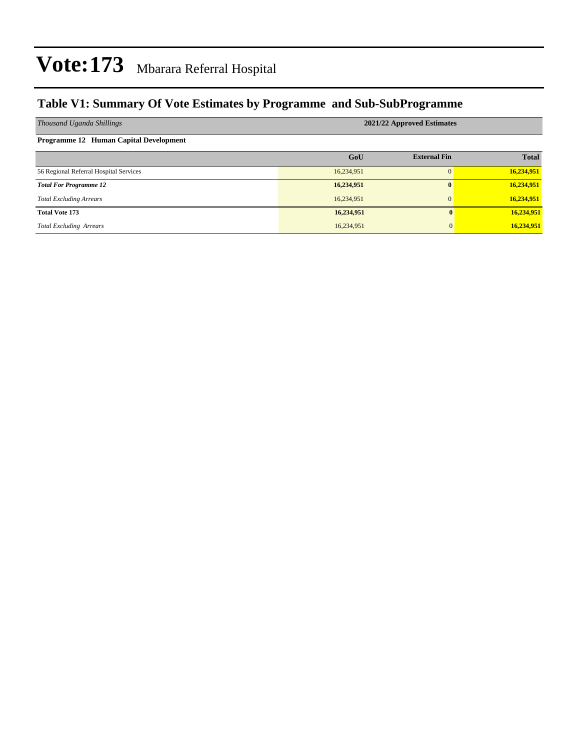# Vote:173 Mbarara Referral Hospital

## Table V1: Summary Of Vote Estimates by Programme and Sub-SubProgramme

| *Thousand Uganda Shillings* | 2021/22 Approved Estimates | | |
|---|---|---|---|
| **Programme 12 Human Capital Development** | | | |
| | **GoU** | **External Fin** | **Total** |
| 56 Regional Referral Hospital Services | 16,234,951 | 0 | **16,234,951** |
| ***Total For Programme 12*** | **16,234,951** | **0** | **16,234,951** |
| *Total Excluding Arrears* | 16,234,951 | 0 | **16,234,951** |
| **Total Vote 173** | **16,234,951** | **0** | **16,234,951** |
| *Total Excluding Arrears* | 16,234,951 | 0 | **16,234,951** |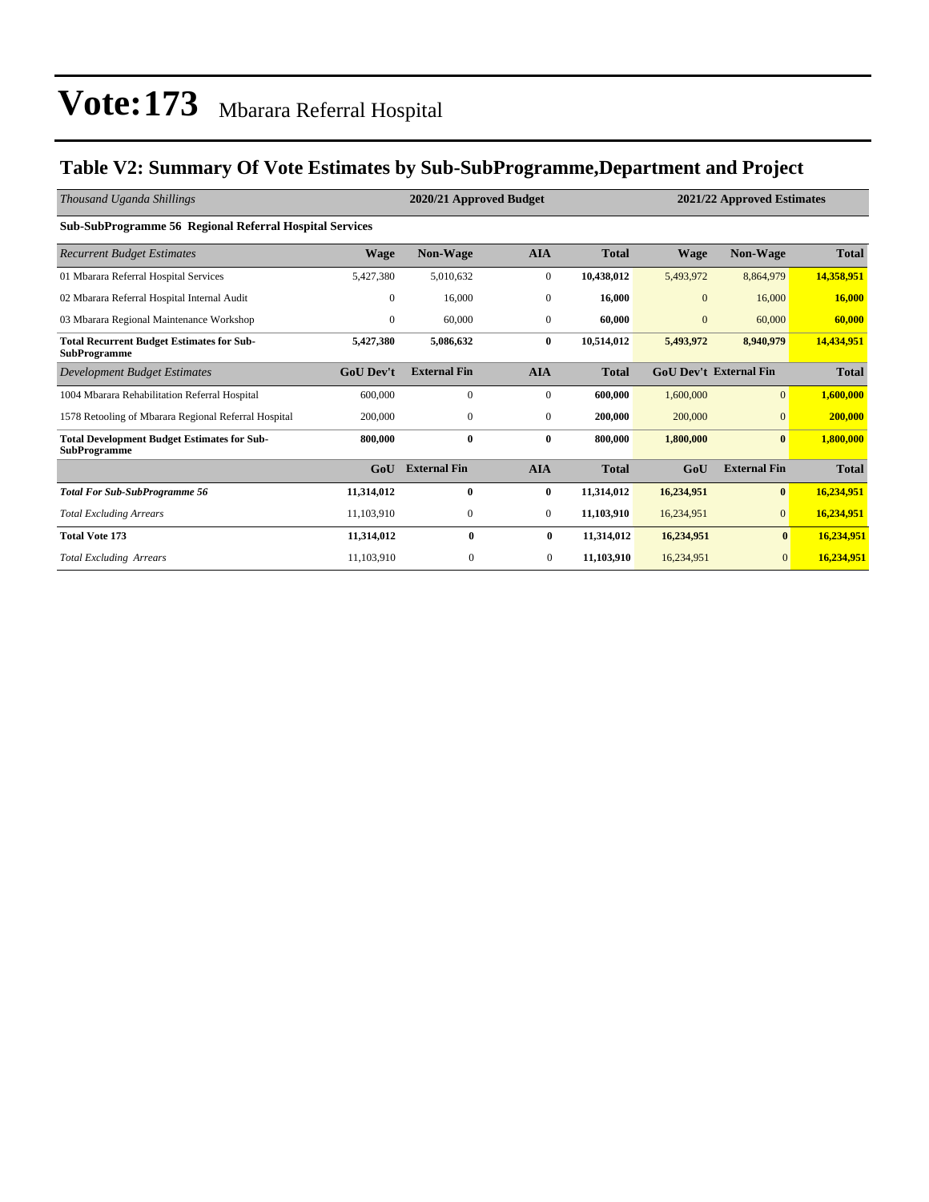# Vote:173 Mbarara Referral Hospital

## Table V2: Summary Of Vote Estimates by Sub-SubProgramme,Department and Project

| *Thousand Uganda Shillings* | 2020/21 Approved Budget | | | | 2021/22 Approved Estimates | | |
|---|---|---|---|---|---|---|---|
| **Sub-SubProgramme 56 Regional Referral Hospital Services** | | | | | | | |
| *Recurrent Budget Estimates* | **Wage** | **Non-Wage** | **AIA** | **Total** | **Wage** | **Non-Wage** | **Total** |
| 01 Mbarara Referral Hospital Services | 5,427,380 | 5,010,632 | 0 | **10,438,012** | 5,493,972 | 8,864,979 | **14,358,951** |
| 02 Mbarara Referral Hospital Internal Audit | 0 | 16,000 | 0 | **16,000** | 0 | 16,000 | **16,000** |
| 03 Mbarara Regional Maintenance Workshop | 0 | 60,000 | 0 | **60,000** | 0 | 60,000 | **60,000** |
| **Total Recurrent Budget Estimates for Sub-SubProgramme** | **5,427,380** | **5,086,632** | **0** | **10,514,012** | **5,493,972** | **8,940,979** | **14,434,951** |
| *Development Budget Estimates* | **GoU Dev't** | **External Fin** | **AIA** | **Total** | **GoU Dev't** | **External Fin** | **Total** |
| 1004 Mbarara Rehabilitation Referral Hospital | 600,000 | 0 | 0 | **600,000** | 1,600,000 | 0 | **1,600,000** |
| 1578 Retooling of Mbarara Regional Referral Hospital | 200,000 | 0 | 0 | **200,000** | 200,000 | 0 | **200,000** |
| **Total Development Budget Estimates for Sub-SubProgramme** | **800,000** | **0** | **0** | **800,000** | **1,800,000** | **0** | **1,800,000** |
| | **GoU** | **External Fin** | **AIA** | **Total** | **GoU** | **External Fin** | **Total** |
| ***Total For Sub-SubProgramme 56*** | **11,314,012** | **0** | **0** | **11,314,012** | **16,234,951** | **0** | **16,234,951** |
| *Total Excluding Arrears* | 11,103,910 | 0 | 0 | **11,103,910** | 16,234,951 | 0 | **16,234,951** |
| **Total Vote 173** | **11,314,012** | **0** | **0** | **11,314,012** | **16,234,951** | **0** | **16,234,951** |
| *Total Excluding Arrears* | 11,103,910 | 0 | 0 | **11,103,910** | 16,234,951 | 0 | **16,234,951** |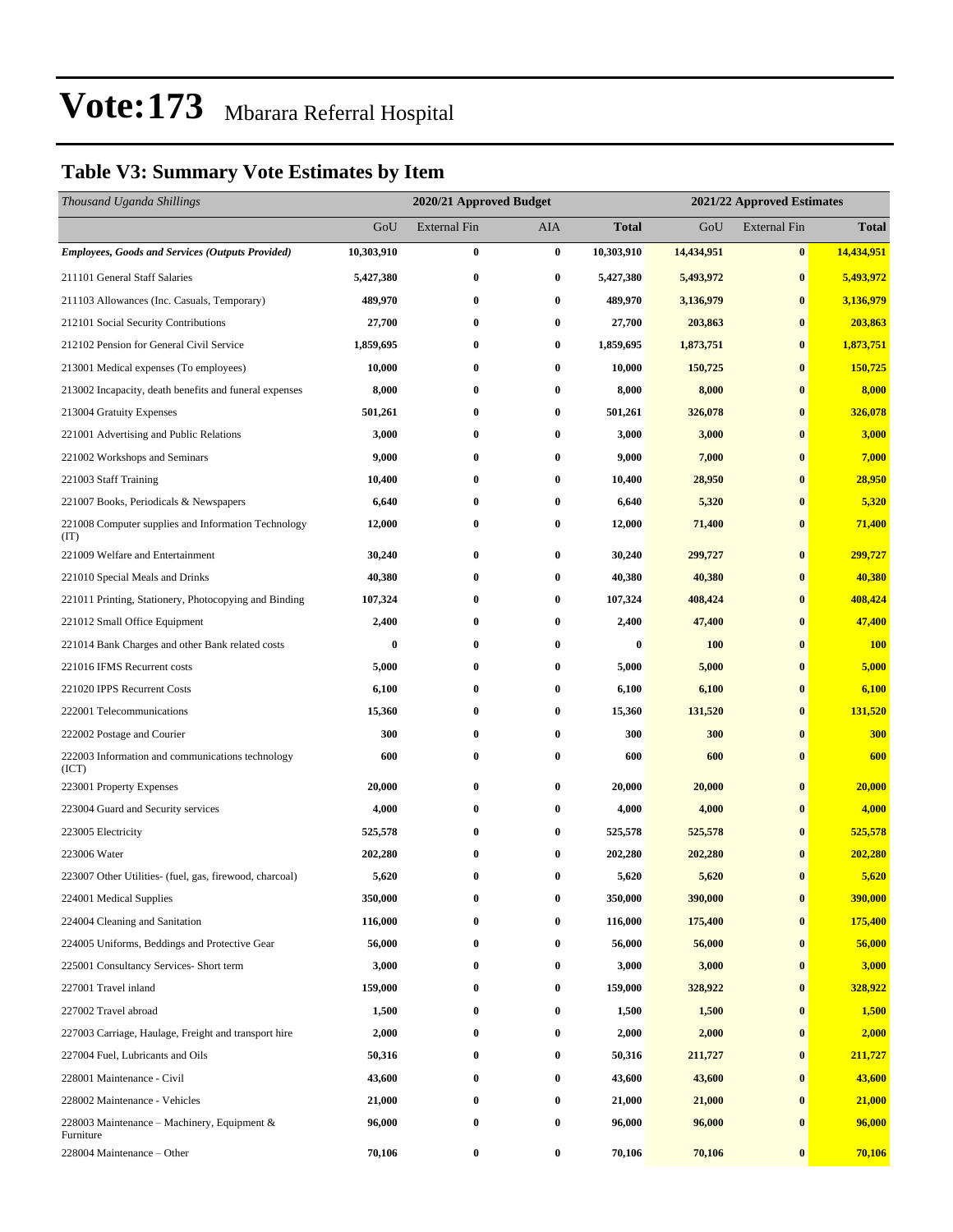# Vote:173 Mbarara Referral Hospital

## Table V3: Summary Vote Estimates by Item

| *Thousand Uganda Shillings* | 2020/21 Approved Budget | | | | 2021/22 Approved Estimates | | |
|---|---|---|---|---|---|---|---|
| | GoU | External Fin | AIA | **Total** | GoU | External Fin | **Total** |
| ***Employees, Goods and Services (Outputs Provided)*** | **10,303,910** | **0** | **0** | **10,303,910** | **14,434,951** | **0** | **14,434,951** |
| 211101 General Staff Salaries | **5,427,380** | **0** | **0** | **5,427,380** | **5,493,972** | **0** | **5,493,972** |
| 211103 Allowances (Inc. Casuals, Temporary) | **489,970** | **0** | **0** | **489,970** | **3,136,979** | **0** | **3,136,979** |
| 212101 Social Security Contributions | **27,700** | **0** | **0** | **27,700** | **203,863** | **0** | **203,863** |
| 212102 Pension for General Civil Service | **1,859,695** | **0** | **0** | **1,859,695** | **1,873,751** | **0** | **1,873,751** |
| 213001 Medical expenses (To employees) | **10,000** | **0** | **0** | **10,000** | **150,725** | **0** | **150,725** |
| 213002 Incapacity, death benefits and funeral expenses | **8,000** | **0** | **0** | **8,000** | **8,000** | **0** | **8,000** |
| 213004 Gratuity Expenses | **501,261** | **0** | **0** | **501,261** | **326,078** | **0** | **326,078** |
| 221001 Advertising and Public Relations | **3,000** | **0** | **0** | **3,000** | **3,000** | **0** | **3,000** |
| 221002 Workshops and Seminars | **9,000** | **0** | **0** | **9,000** | **7,000** | **0** | **7,000** |
| 221003 Staff Training | **10,400** | **0** | **0** | **10,400** | **28,950** | **0** | **28,950** |
| 221007 Books, Periodicals & Newspapers | **6,640** | **0** | **0** | **6,640** | **5,320** | **0** | **5,320** |
| 221008 Computer supplies and Information Technology (IT) | **12,000** | **0** | **0** | **12,000** | **71,400** | **0** | **71,400** |
| 221009 Welfare and Entertainment | **30,240** | **0** | **0** | **30,240** | **299,727** | **0** | **299,727** |
| 221010 Special Meals and Drinks | **40,380** | **0** | **0** | **40,380** | **40,380** | **0** | **40,380** |
| 221011 Printing, Stationery, Photocopying and Binding | **107,324** | **0** | **0** | **107,324** | **408,424** | **0** | **408,424** |
| 221012 Small Office Equipment | **2,400** | **0** | **0** | **2,400** | **47,400** | **0** | **47,400** |
| 221014 Bank Charges and other Bank related costs | **0** | **0** | **0** | **0** | **100** | **0** | **100** |
| 221016 IFMS Recurrent costs | **5,000** | **0** | **0** | **5,000** | **5,000** | **0** | **5,000** |
| 221020 IPPS Recurrent Costs | **6,100** | **0** | **0** | **6,100** | **6,100** | **0** | **6,100** |
| 222001 Telecommunications | **15,360** | **0** | **0** | **15,360** | **131,520** | **0** | **131,520** |
| 222002 Postage and Courier | **300** | **0** | **0** | **300** | **300** | **0** | **300** |
| 222003 Information and communications technology (ICT) | **600** | **0** | **0** | **600** | **600** | **0** | **600** |
| 223001 Property Expenses | **20,000** | **0** | **0** | **20,000** | **20,000** | **0** | **20,000** |
| 223004 Guard and Security services | **4,000** | **0** | **0** | **4,000** | **4,000** | **0** | **4,000** |
| 223005 Electricity | **525,578** | **0** | **0** | **525,578** | **525,578** | **0** | **525,578** |
| 223006 Water | **202,280** | **0** | **0** | **202,280** | **202,280** | **0** | **202,280** |
| 223007 Other Utilities- (fuel, gas, firewood, charcoal) | **5,620** | **0** | **0** | **5,620** | **5,620** | **0** | **5,620** |
| 224001 Medical Supplies | **350,000** | **0** | **0** | **350,000** | **390,000** | **0** | **390,000** |
| 224004 Cleaning and Sanitation | **116,000** | **0** | **0** | **116,000** | **175,400** | **0** | **175,400** |
| 224005 Uniforms, Beddings and Protective Gear | **56,000** | **0** | **0** | **56,000** | **56,000** | **0** | **56,000** |
| 225001 Consultancy Services- Short term | **3,000** | **0** | **0** | **3,000** | **3,000** | **0** | **3,000** |
| 227001 Travel inland | **159,000** | **0** | **0** | **159,000** | **328,922** | **0** | **328,922** |
| 227002 Travel abroad | **1,500** | **0** | **0** | **1,500** | **1,500** | **0** | **1,500** |
| 227003 Carriage, Haulage, Freight and transport hire | **2,000** | **0** | **0** | **2,000** | **2,000** | **0** | **2,000** |
| 227004 Fuel, Lubricants and Oils | **50,316** | **0** | **0** | **50,316** | **211,727** | **0** | **211,727** |
| 228001 Maintenance - Civil | **43,600** | **0** | **0** | **43,600** | **43,600** | **0** | **43,600** |
| 228002 Maintenance - Vehicles | **21,000** | **0** | **0** | **21,000** | **21,000** | **0** | **21,000** |
| 228003 Maintenance – Machinery, Equipment & Furniture | **96,000** | **0** | **0** | **96,000** | **96,000** | **0** | **96,000** |
| 228004 Maintenance – Other | **70,106** | **0** | **0** | **70,106** | **70,106** | **0** | **70,106** |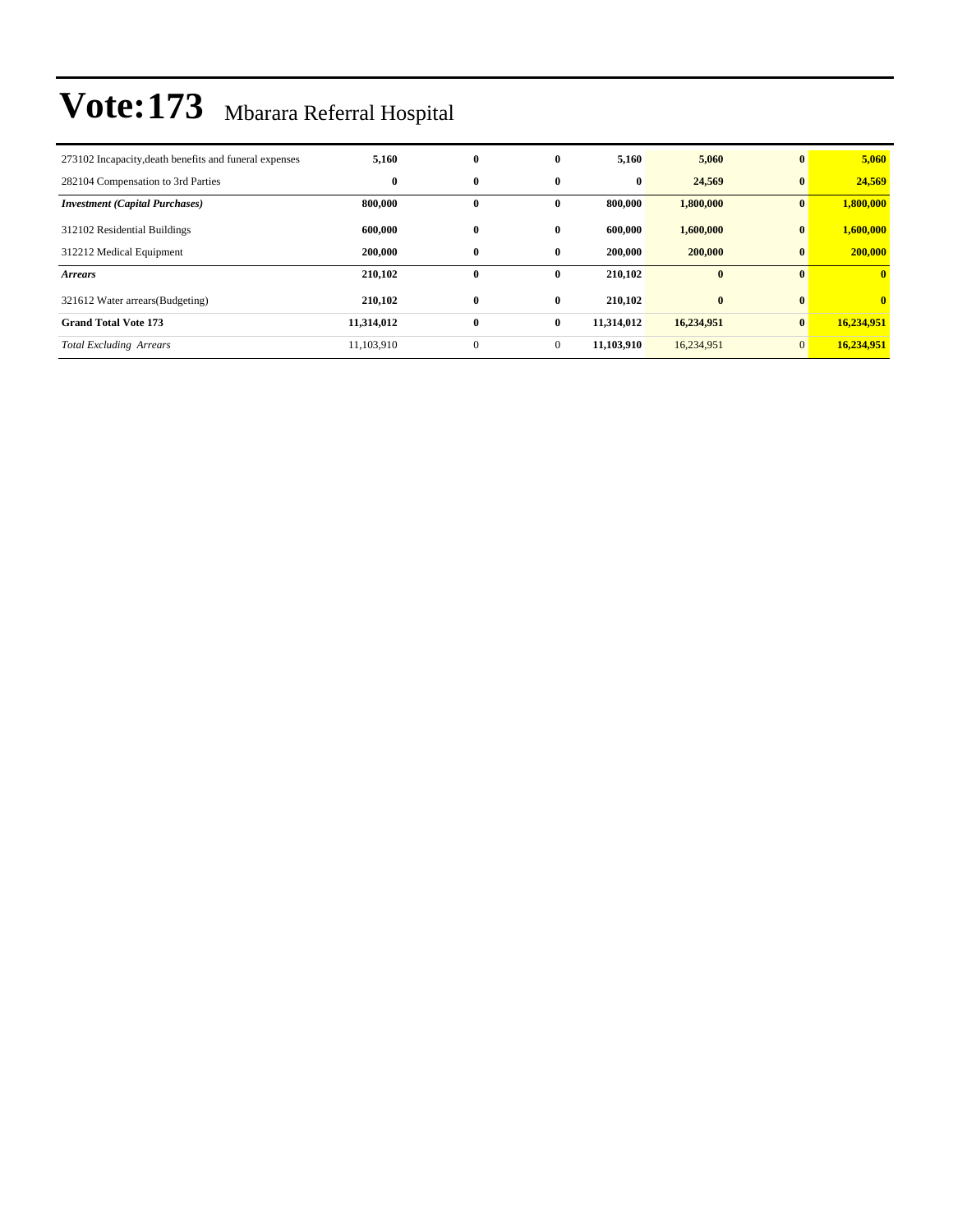# Vote:173 Mbarara Referral Hospital

| | | | | | | | |
|---|---|---|---|---|---|---|---|
| 273102 Incapacity,death benefits and funeral expenses | 5,160 | 0 | 0 | 5,160 | 5,060 | 0 | 5,060 |
| 282104 Compensation to 3rd Parties | 0 | 0 | 0 | 0 | 24,569 | 0 | 24,569 |
| ***Investment (Capital Purchases)*** | **800,000** | **0** | **0** | **800,000** | **1,800,000** | **0** | **1,800,000** |
| 312102 Residential Buildings | 600,000 | 0 | 0 | 600,000 | 1,600,000 | 0 | 1,600,000 |
| 312212 Medical Equipment | 200,000 | 0 | 0 | 200,000 | 200,000 | 0 | 200,000 |
| ***Arrears*** | **210,102** | **0** | **0** | **210,102** | **0** | **0** | **0** |
| 321612 Water arrears(Budgeting) | 210,102 | 0 | 0 | 210,102 | 0 | 0 | 0 |
| **Grand Total Vote 173** | **11,314,012** | **0** | **0** | **11,314,012** | **16,234,951** | **0** | **16,234,951** |
| *Total Excluding Arrears* | 11,103,910 | 0 | 0 | 11,103,910 | 16,234,951 | 0 | 16,234,951 |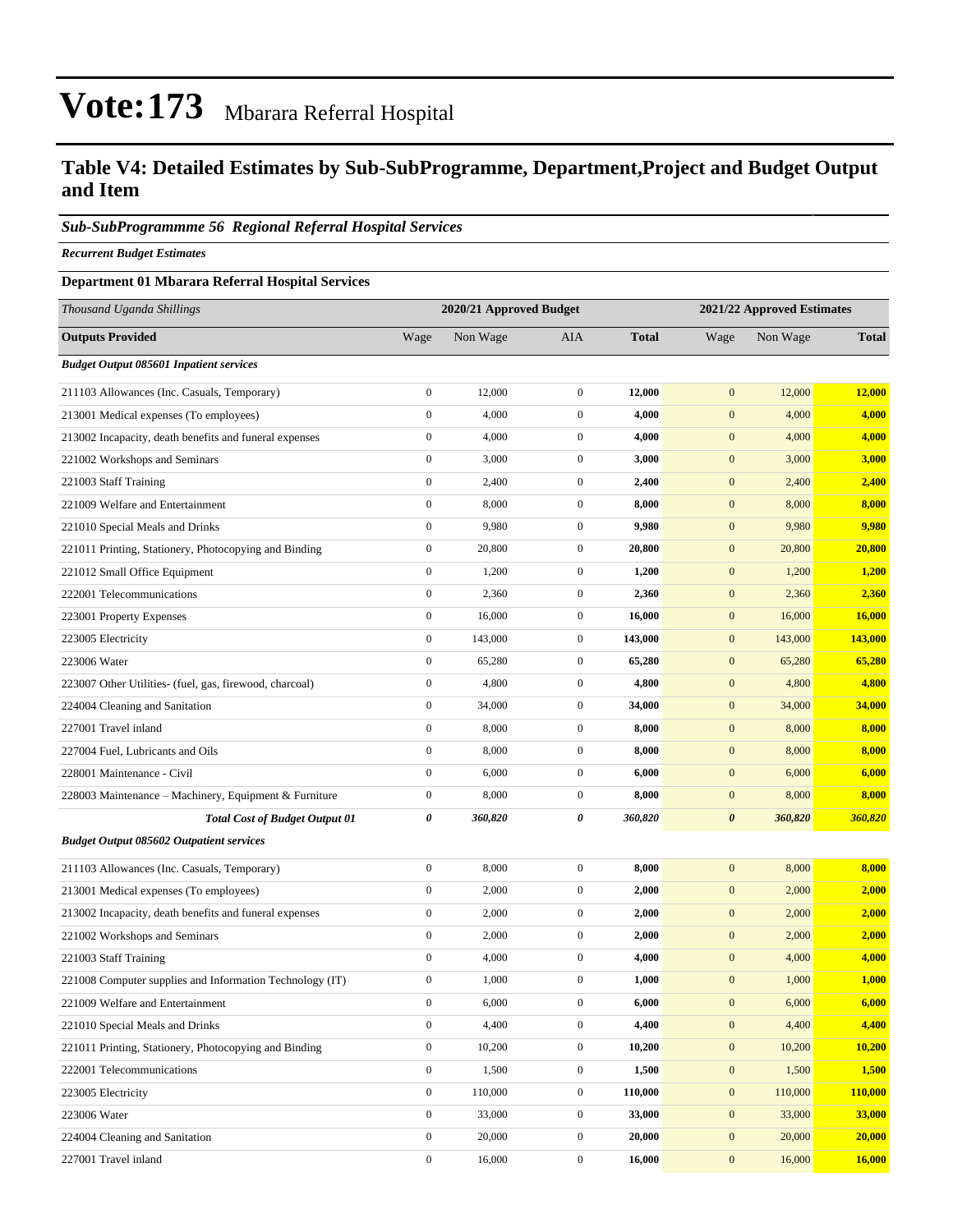# Vote:173 Mbarara Referral Hospital

## Table V4: Detailed Estimates by Sub-SubProgramme, Department,Project and Budget Output and Item

### *Sub-SubProgrammme 56 Regional Referral Hospital Services*

***Recurrent Budget Estimates***

**Department 01 Mbarara Referral Hospital Services**

| *Thousand Uganda Shillings* | 2020/21 Approved Budget | | | | 2021/22 Approved Estimates | | |
|---|---|---|---|---|---|---|---|
| **Outputs Provided** | Wage | Non Wage | AIA | **Total** | Wage | Non Wage | **Total** |
| ***Budget Output 085601 Inpatient services*** | | | | | | | |
| 211103 Allowances (Inc. Casuals, Temporary) | 0 | 12,000 | 0 | **12,000** | 0 | 12,000 | **12,000** |
| 213001 Medical expenses (To employees) | 0 | 4,000 | 0 | **4,000** | 0 | 4,000 | **4,000** |
| 213002 Incapacity, death benefits and funeral expenses | 0 | 4,000 | 0 | **4,000** | 0 | 4,000 | **4,000** |
| 221002 Workshops and Seminars | 0 | 3,000 | 0 | **3,000** | 0 | 3,000 | **3,000** |
| 221003 Staff Training | 0 | 2,400 | 0 | **2,400** | 0 | 2,400 | **2,400** |
| 221009 Welfare and Entertainment | 0 | 8,000 | 0 | **8,000** | 0 | 8,000 | **8,000** |
| 221010 Special Meals and Drinks | 0 | 9,980 | 0 | **9,980** | 0 | 9,980 | **9,980** |
| 221011 Printing, Stationery, Photocopying and Binding | 0 | 20,800 | 0 | **20,800** | 0 | 20,800 | **20,800** |
| 221012 Small Office Equipment | 0 | 1,200 | 0 | **1,200** | 0 | 1,200 | **1,200** |
| 222001 Telecommunications | 0 | 2,360 | 0 | **2,360** | 0 | 2,360 | **2,360** |
| 223001 Property Expenses | 0 | 16,000 | 0 | **16,000** | 0 | 16,000 | **16,000** |
| 223005 Electricity | 0 | 143,000 | 0 | **143,000** | 0 | 143,000 | **143,000** |
| 223006 Water | 0 | 65,280 | 0 | **65,280** | 0 | 65,280 | **65,280** |
| 223007 Other Utilities- (fuel, gas, firewood, charcoal) | 0 | 4,800 | 0 | **4,800** | 0 | 4,800 | **4,800** |
| 224004 Cleaning and Sanitation | 0 | 34,000 | 0 | **34,000** | 0 | 34,000 | **34,000** |
| 227001 Travel inland | 0 | 8,000 | 0 | **8,000** | 0 | 8,000 | **8,000** |
| 227004 Fuel, Lubricants and Oils | 0 | 8,000 | 0 | **8,000** | 0 | 8,000 | **8,000** |
| 228001 Maintenance - Civil | 0 | 6,000 | 0 | **6,000** | 0 | 6,000 | **6,000** |
| 228003 Maintenance – Machinery, Equipment & Furniture | 0 | 8,000 | 0 | **8,000** | 0 | 8,000 | **8,000** |
| ***Total Cost of Budget Output 01*** | ***0*** | ***360,820*** | ***0*** | ***360,820*** | ***0*** | ***360,820*** | ***360,820*** |
| ***Budget Output 085602 Outpatient services*** | | | | | | | |
| 211103 Allowances (Inc. Casuals, Temporary) | 0 | 8,000 | 0 | **8,000** | 0 | 8,000 | **8,000** |
| 213001 Medical expenses (To employees) | 0 | 2,000 | 0 | **2,000** | 0 | 2,000 | **2,000** |
| 213002 Incapacity, death benefits and funeral expenses | 0 | 2,000 | 0 | **2,000** | 0 | 2,000 | **2,000** |
| 221002 Workshops and Seminars | 0 | 2,000 | 0 | **2,000** | 0 | 2,000 | **2,000** |
| 221003 Staff Training | 0 | 4,000 | 0 | **4,000** | 0 | 4,000 | **4,000** |
| 221008 Computer supplies and Information Technology (IT) | 0 | 1,000 | 0 | **1,000** | 0 | 1,000 | **1,000** |
| 221009 Welfare and Entertainment | 0 | 6,000 | 0 | **6,000** | 0 | 6,000 | **6,000** |
| 221010 Special Meals and Drinks | 0 | 4,400 | 0 | **4,400** | 0 | 4,400 | **4,400** |
| 221011 Printing, Stationery, Photocopying and Binding | 0 | 10,200 | 0 | **10,200** | 0 | 10,200 | **10,200** |
| 222001 Telecommunications | 0 | 1,500 | 0 | **1,500** | 0 | 1,500 | **1,500** |
| 223005 Electricity | 0 | 110,000 | 0 | **110,000** | 0 | 110,000 | **110,000** |
| 223006 Water | 0 | 33,000 | 0 | **33,000** | 0 | 33,000 | **33,000** |
| 224004 Cleaning and Sanitation | 0 | 20,000 | 0 | **20,000** | 0 | 20,000 | **20,000** |
| 227001 Travel inland | 0 | 16,000 | 0 | **16,000** | 0 | 16,000 | **16,000** |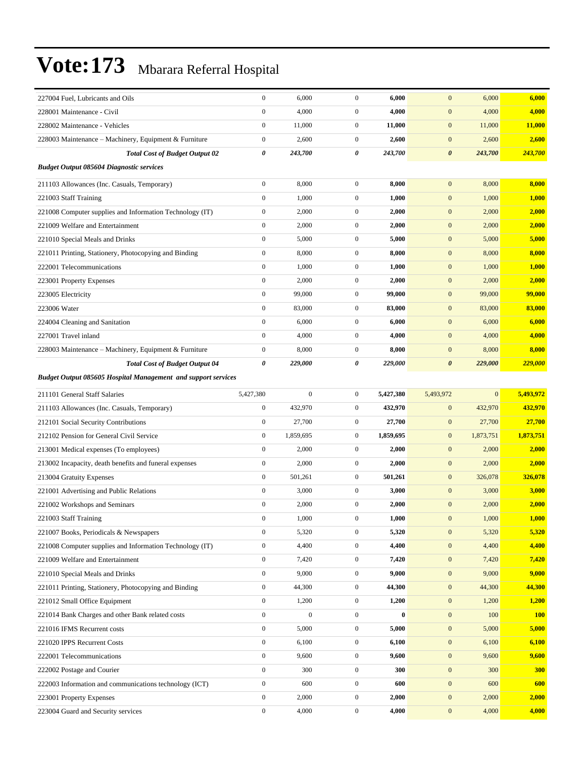# Vote:173 Mbarara Referral Hospital

| | | | | | | | |
|---|---|---|---|---|---|---|---|
| 227004 Fuel, Lubricants and Oils | 0 | 6,000 | 0 | **6,000** | 0 | 6,000 | **6,000** |
| 228001 Maintenance - Civil | 0 | 4,000 | 0 | **4,000** | 0 | 4,000 | **4,000** |
| 228002 Maintenance - Vehicles | 0 | 11,000 | 0 | **11,000** | 0 | 11,000 | **11,000** |
| 228003 Maintenance – Machinery, Equipment & Furniture | 0 | 2,600 | 0 | **2,600** | 0 | 2,600 | **2,600** |
| ***Total Cost of Budget Output 02*** | ***0*** | ***243,700*** | ***0*** | ***243,700*** | ***0*** | ***243,700*** | ***243,700*** |
| ***Budget Output 085604 Diagnostic services*** | | | | | | | |
| 211103 Allowances (Inc. Casuals, Temporary) | 0 | 8,000 | 0 | **8,000** | 0 | 8,000 | **8,000** |
| 221003 Staff Training | 0 | 1,000 | 0 | **1,000** | 0 | 1,000 | **1,000** |
| 221008 Computer supplies and Information Technology (IT) | 0 | 2,000 | 0 | **2,000** | 0 | 2,000 | **2,000** |
| 221009 Welfare and Entertainment | 0 | 2,000 | 0 | **2,000** | 0 | 2,000 | **2,000** |
| 221010 Special Meals and Drinks | 0 | 5,000 | 0 | **5,000** | 0 | 5,000 | **5,000** |
| 221011 Printing, Stationery, Photocopying and Binding | 0 | 8,000 | 0 | **8,000** | 0 | 8,000 | **8,000** |
| 222001 Telecommunications | 0 | 1,000 | 0 | **1,000** | 0 | 1,000 | **1,000** |
| 223001 Property Expenses | 0 | 2,000 | 0 | **2,000** | 0 | 2,000 | **2,000** |
| 223005 Electricity | 0 | 99,000 | 0 | **99,000** | 0 | 99,000 | **99,000** |
| 223006 Water | 0 | 83,000 | 0 | **83,000** | 0 | 83,000 | **83,000** |
| 224004 Cleaning and Sanitation | 0 | 6,000 | 0 | **6,000** | 0 | 6,000 | **6,000** |
| 227001 Travel inland | 0 | 4,000 | 0 | **4,000** | 0 | 4,000 | **4,000** |
| 228003 Maintenance – Machinery, Equipment & Furniture | 0 | 8,000 | 0 | **8,000** | 0 | 8,000 | **8,000** |
| ***Total Cost of Budget Output 04*** | ***0*** | ***229,000*** | ***0*** | ***229,000*** | ***0*** | ***229,000*** | ***229,000*** |
| ***Budget Output 085605 Hospital Management and support services*** | | | | | | | |
| 211101 General Staff Salaries | 5,427,380 | 0 | 0 | **5,427,380** | 5,493,972 | 0 | **5,493,972** |
| 211103 Allowances (Inc. Casuals, Temporary) | 0 | 432,970 | 0 | **432,970** | 0 | 432,970 | **432,970** |
| 212101 Social Security Contributions | 0 | 27,700 | 0 | **27,700** | 0 | 27,700 | **27,700** |
| 212102 Pension for General Civil Service | 0 | 1,859,695 | 0 | **1,859,695** | 0 | 1,873,751 | **1,873,751** |
| 213001 Medical expenses (To employees) | 0 | 2,000 | 0 | **2,000** | 0 | 2,000 | **2,000** |
| 213002 Incapacity, death benefits and funeral expenses | 0 | 2,000 | 0 | **2,000** | 0 | 2,000 | **2,000** |
| 213004 Gratuity Expenses | 0 | 501,261 | 0 | **501,261** | 0 | 326,078 | **326,078** |
| 221001 Advertising and Public Relations | 0 | 3,000 | 0 | **3,000** | 0 | 3,000 | **3,000** |
| 221002 Workshops and Seminars | 0 | 2,000 | 0 | **2,000** | 0 | 2,000 | **2,000** |
| 221003 Staff Training | 0 | 1,000 | 0 | **1,000** | 0 | 1,000 | **1,000** |
| 221007 Books, Periodicals & Newspapers | 0 | 5,320 | 0 | **5,320** | 0 | 5,320 | **5,320** |
| 221008 Computer supplies and Information Technology (IT) | 0 | 4,400 | 0 | **4,400** | 0 | 4,400 | **4,400** |
| 221009 Welfare and Entertainment | 0 | 7,420 | 0 | **7,420** | 0 | 7,420 | **7,420** |
| 221010 Special Meals and Drinks | 0 | 9,000 | 0 | **9,000** | 0 | 9,000 | **9,000** |
| 221011 Printing, Stationery, Photocopying and Binding | 0 | 44,300 | 0 | **44,300** | 0 | 44,300 | **44,300** |
| 221012 Small Office Equipment | 0 | 1,200 | 0 | **1,200** | 0 | 1,200 | **1,200** |
| 221014 Bank Charges and other Bank related costs | 0 | 0 | 0 | **0** | 0 | 100 | **100** |
| 221016 IFMS Recurrent costs | 0 | 5,000 | 0 | **5,000** | 0 | 5,000 | **5,000** |
| 221020 IPPS Recurrent Costs | 0 | 6,100 | 0 | **6,100** | 0 | 6,100 | **6,100** |
| 222001 Telecommunications | 0 | 9,600 | 0 | **9,600** | 0 | 9,600 | **9,600** |
| 222002 Postage and Courier | 0 | 300 | 0 | **300** | 0 | 300 | **300** |
| 222003 Information and communications technology (ICT) | 0 | 600 | 0 | **600** | 0 | 600 | **600** |
| 223001 Property Expenses | 0 | 2,000 | 0 | **2,000** | 0 | 2,000 | **2,000** |
| 223004 Guard and Security services | 0 | 4,000 | 0 | **4,000** | 0 | 4,000 | **4,000** |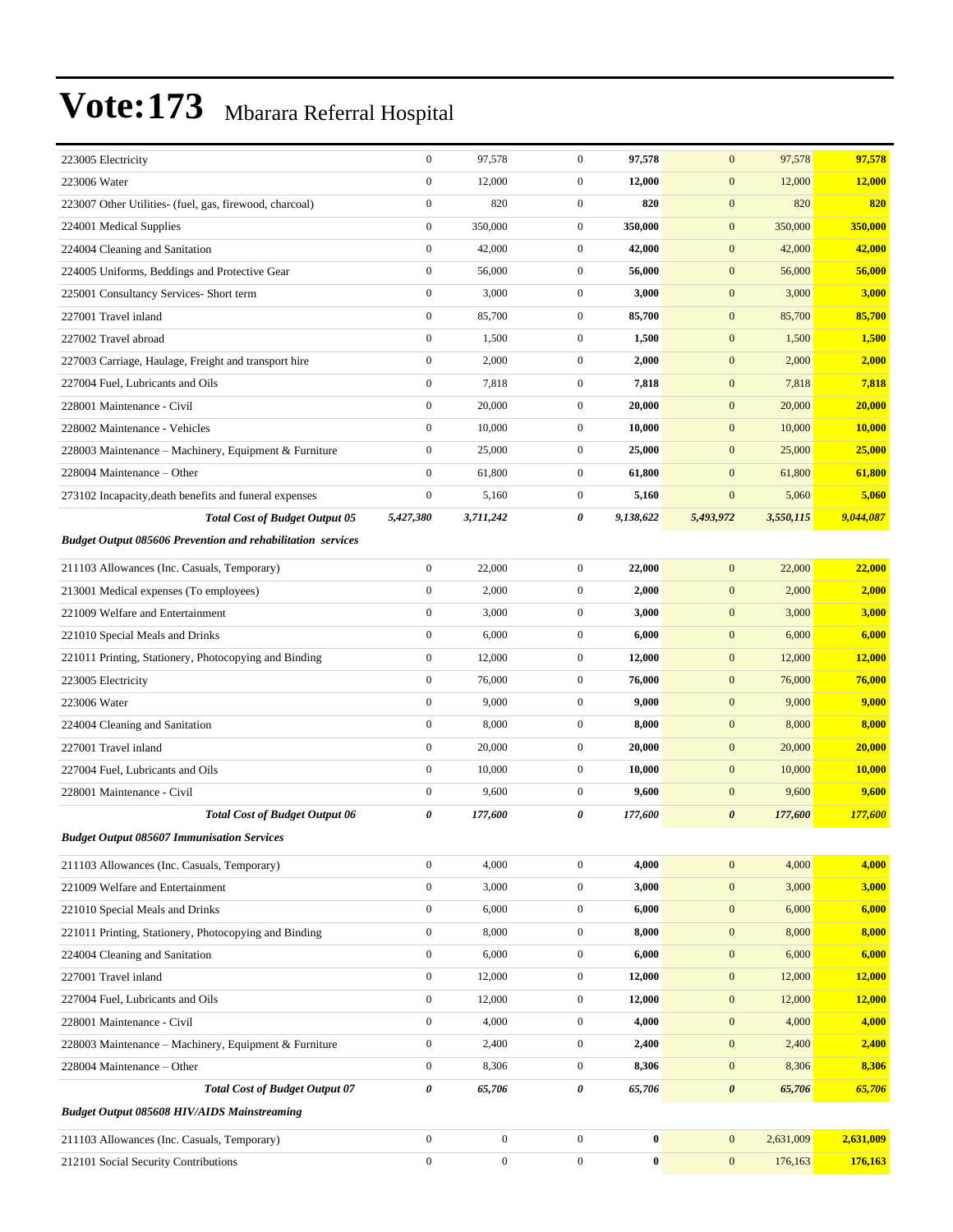# Vote:173 Mbarara Referral Hospital

| | | | | | | | |
|---|---|---|---|---|---|---|---|
| 223005 Electricity | 0 | 97,578 | 0 | **97,578** | 0 | 97,578 | **97,578** |
| 223006 Water | 0 | 12,000 | 0 | **12,000** | 0 | 12,000 | **12,000** |
| 223007 Other Utilities- (fuel, gas, firewood, charcoal) | 0 | 820 | 0 | **820** | 0 | 820 | **820** |
| 224001 Medical Supplies | 0 | 350,000 | 0 | **350,000** | 0 | 350,000 | **350,000** |
| 224004 Cleaning and Sanitation | 0 | 42,000 | 0 | **42,000** | 0 | 42,000 | **42,000** |
| 224005 Uniforms, Beddings and Protective Gear | 0 | 56,000 | 0 | **56,000** | 0 | 56,000 | **56,000** |
| 225001 Consultancy Services- Short term | 0 | 3,000 | 0 | **3,000** | 0 | 3,000 | **3,000** |
| 227001 Travel inland | 0 | 85,700 | 0 | **85,700** | 0 | 85,700 | **85,700** |
| 227002 Travel abroad | 0 | 1,500 | 0 | **1,500** | 0 | 1,500 | **1,500** |
| 227003 Carriage, Haulage, Freight and transport hire | 0 | 2,000 | 0 | **2,000** | 0 | 2,000 | **2,000** |
| 227004 Fuel, Lubricants and Oils | 0 | 7,818 | 0 | **7,818** | 0 | 7,818 | **7,818** |
| 228001 Maintenance - Civil | 0 | 20,000 | 0 | **20,000** | 0 | 20,000 | **20,000** |
| 228002 Maintenance - Vehicles | 0 | 10,000 | 0 | **10,000** | 0 | 10,000 | **10,000** |
| 228003 Maintenance – Machinery, Equipment & Furniture | 0 | 25,000 | 0 | **25,000** | 0 | 25,000 | **25,000** |
| 228004 Maintenance – Other | 0 | 61,800 | 0 | **61,800** | 0 | 61,800 | **61,800** |
| 273102 Incapacity,death benefits and funeral expenses | 0 | 5,160 | 0 | **5,160** | 0 | 5,060 | **5,060** |
| ***Total Cost of Budget Output 05*** | ***5,427,380*** | ***3,711,242*** | ***0*** | ***9,138,622*** | ***5,493,972*** | ***3,550,115*** | ***9,044,087*** |
| ***Budget Output 085606 Prevention and rehabilitation services*** | | | | | | | |
| 211103 Allowances (Inc. Casuals, Temporary) | 0 | 22,000 | 0 | **22,000** | 0 | 22,000 | **22,000** |
| 213001 Medical expenses (To employees) | 0 | 2,000 | 0 | **2,000** | 0 | 2,000 | **2,000** |
| 221009 Welfare and Entertainment | 0 | 3,000 | 0 | **3,000** | 0 | 3,000 | **3,000** |
| 221010 Special Meals and Drinks | 0 | 6,000 | 0 | **6,000** | 0 | 6,000 | **6,000** |
| 221011 Printing, Stationery, Photocopying and Binding | 0 | 12,000 | 0 | **12,000** | 0 | 12,000 | **12,000** |
| 223005 Electricity | 0 | 76,000 | 0 | **76,000** | 0 | 76,000 | **76,000** |
| 223006 Water | 0 | 9,000 | 0 | **9,000** | 0 | 9,000 | **9,000** |
| 224004 Cleaning and Sanitation | 0 | 8,000 | 0 | **8,000** | 0 | 8,000 | **8,000** |
| 227001 Travel inland | 0 | 20,000 | 0 | **20,000** | 0 | 20,000 | **20,000** |
| 227004 Fuel, Lubricants and Oils | 0 | 10,000 | 0 | **10,000** | 0 | 10,000 | **10,000** |
| 228001 Maintenance - Civil | 0 | 9,600 | 0 | **9,600** | 0 | 9,600 | **9,600** |
| ***Total Cost of Budget Output 06*** | ***0*** | ***177,600*** | ***0*** | ***177,600*** | ***0*** | ***177,600*** | ***177,600*** |
| ***Budget Output 085607 Immunisation Services*** | | | | | | | |
| 211103 Allowances (Inc. Casuals, Temporary) | 0 | 4,000 | 0 | **4,000** | 0 | 4,000 | **4,000** |
| 221009 Welfare and Entertainment | 0 | 3,000 | 0 | **3,000** | 0 | 3,000 | **3,000** |
| 221010 Special Meals and Drinks | 0 | 6,000 | 0 | **6,000** | 0 | 6,000 | **6,000** |
| 221011 Printing, Stationery, Photocopying and Binding | 0 | 8,000 | 0 | **8,000** | 0 | 8,000 | **8,000** |
| 224004 Cleaning and Sanitation | 0 | 6,000 | 0 | **6,000** | 0 | 6,000 | **6,000** |
| 227001 Travel inland | 0 | 12,000 | 0 | **12,000** | 0 | 12,000 | **12,000** |
| 227004 Fuel, Lubricants and Oils | 0 | 12,000 | 0 | **12,000** | 0 | 12,000 | **12,000** |
| 228001 Maintenance - Civil | 0 | 4,000 | 0 | **4,000** | 0 | 4,000 | **4,000** |
| 228003 Maintenance – Machinery, Equipment & Furniture | 0 | 2,400 | 0 | **2,400** | 0 | 2,400 | **2,400** |
| 228004 Maintenance – Other | 0 | 8,306 | 0 | **8,306** | 0 | 8,306 | **8,306** |
| ***Total Cost of Budget Output 07*** | ***0*** | ***65,706*** | ***0*** | ***65,706*** | ***0*** | ***65,706*** | ***65,706*** |
| ***Budget Output 085608 HIV/AIDS Mainstreaming*** | | | | | | | |
| 211103 Allowances (Inc. Casuals, Temporary) | 0 | 0 | 0 | **0** | 0 | 2,631,009 | **2,631,009** |
| 212101 Social Security Contributions | 0 | 0 | 0 | **0** | 0 | 176,163 | **176,163** |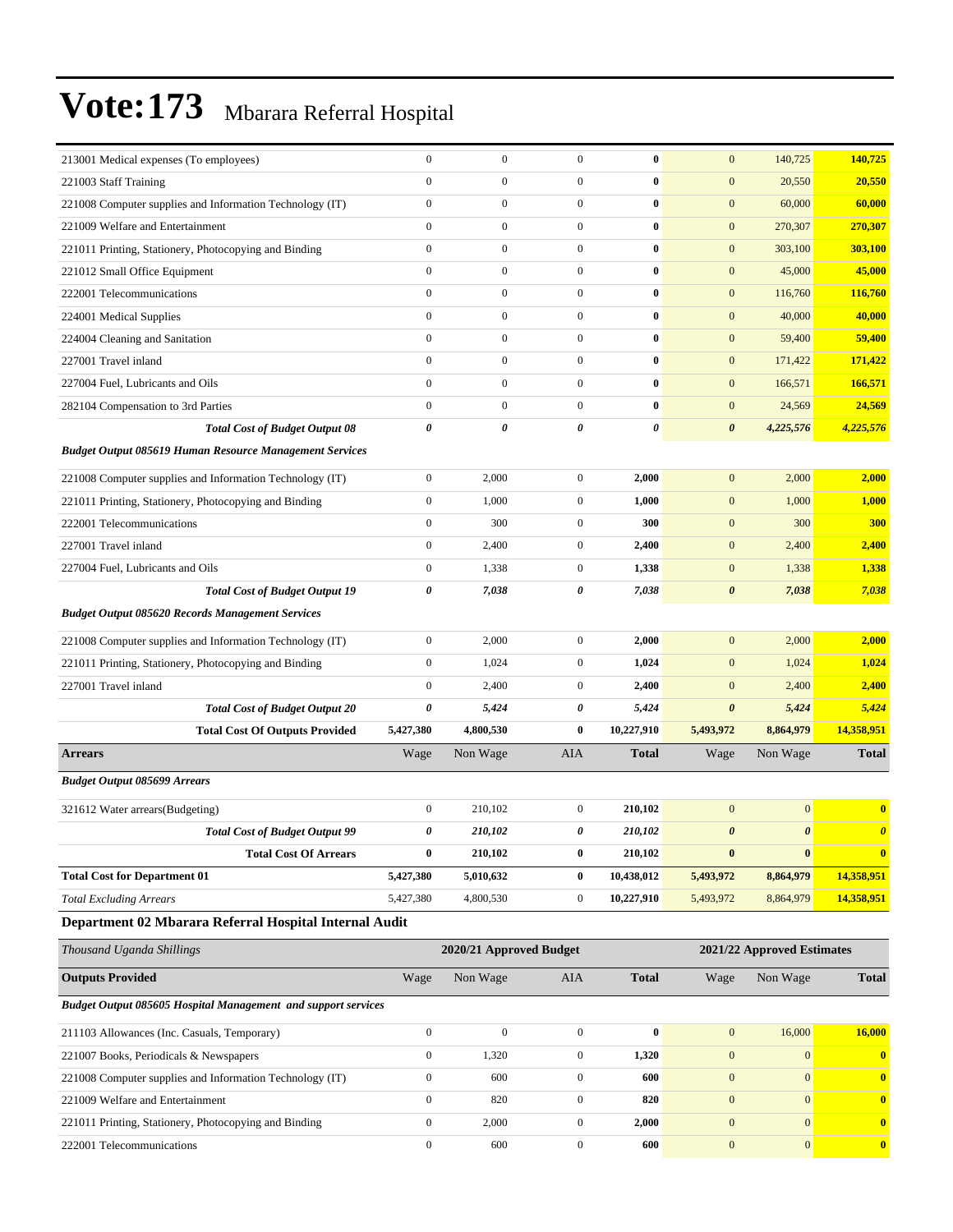# Vote:173 Mbarara Referral Hospital

| | | | | | | | |
|---|---|---|---|---|---|---|---|
| 213001 Medical expenses (To employees) | 0 | 0 | 0 | **0** | 0 | 140,725 | **140,725** |
| 221003 Staff Training | 0 | 0 | 0 | **0** | 0 | 20,550 | **20,550** |
| 221008 Computer supplies and Information Technology (IT) | 0 | 0 | 0 | **0** | 0 | 60,000 | **60,000** |
| 221009 Welfare and Entertainment | 0 | 0 | 0 | **0** | 0 | 270,307 | **270,307** |
| 221011 Printing, Stationery, Photocopying and Binding | 0 | 0 | 0 | **0** | 0 | 303,100 | **303,100** |
| 221012 Small Office Equipment | 0 | 0 | 0 | **0** | 0 | 45,000 | **45,000** |
| 222001 Telecommunications | 0 | 0 | 0 | **0** | 0 | 116,760 | **116,760** |
| 224001 Medical Supplies | 0 | 0 | 0 | **0** | 0 | 40,000 | **40,000** |
| 224004 Cleaning and Sanitation | 0 | 0 | 0 | **0** | 0 | 59,400 | **59,400** |
| 227001 Travel inland | 0 | 0 | 0 | **0** | 0 | 171,422 | **171,422** |
| 227004 Fuel, Lubricants and Oils | 0 | 0 | 0 | **0** | 0 | 166,571 | **166,571** |
| 282104 Compensation to 3rd Parties | 0 | 0 | 0 | **0** | 0 | 24,569 | **24,569** |
| ***Total Cost of Budget Output 08*** | ***0*** | ***0*** | ***0*** | ***0*** | ***0*** | ***4,225,576*** | ***4,225,576*** |
| ***Budget Output 085619 Human Resource Management Services*** | | | | | | | |
| 221008 Computer supplies and Information Technology (IT) | 0 | 2,000 | 0 | **2,000** | 0 | 2,000 | **2,000** |
| 221011 Printing, Stationery, Photocopying and Binding | 0 | 1,000 | 0 | **1,000** | 0 | 1,000 | **1,000** |
| 222001 Telecommunications | 0 | 300 | 0 | **300** | 0 | 300 | **300** |
| 227001 Travel inland | 0 | 2,400 | 0 | **2,400** | 0 | 2,400 | **2,400** |
| 227004 Fuel, Lubricants and Oils | 0 | 1,338 | 0 | **1,338** | 0 | 1,338 | **1,338** |
| ***Total Cost of Budget Output 19*** | ***0*** | ***7,038*** | ***0*** | ***7,038*** | ***0*** | ***7,038*** | ***7,038*** |
| ***Budget Output 085620 Records Management Services*** | | | | | | | |
| 221008 Computer supplies and Information Technology (IT) | 0 | 2,000 | 0 | **2,000** | 0 | 2,000 | **2,000** |
| 221011 Printing, Stationery, Photocopying and Binding | 0 | 1,024 | 0 | **1,024** | 0 | 1,024 | **1,024** |
| 227001 Travel inland | 0 | 2,400 | 0 | **2,400** | 0 | 2,400 | **2,400** |
| ***Total Cost of Budget Output 20*** | ***0*** | ***5,424*** | ***0*** | ***5,424*** | ***0*** | ***5,424*** | ***5,424*** |
| **Total Cost Of Outputs Provided** | **5,427,380** | **4,800,530** | **0** | **10,227,910** | **5,493,972** | **8,864,979** | **14,358,951** |
| **Arrears** | Wage | Non Wage | AIA | **Total** | Wage | Non Wage | **Total** |
| ***Budget Output 085699 Arrears*** | | | | | | | |
| 321612 Water arrears(Budgeting) | 0 | 210,102 | 0 | **210,102** | 0 | 0 | **0** |
| ***Total Cost of Budget Output 99*** | ***0*** | ***210,102*** | ***0*** | ***210,102*** | ***0*** | ***0*** | ***0*** |
| **Total Cost Of Arrears** | **0** | **210,102** | **0** | **210,102** | **0** | **0** | **0** |
| **Total Cost for Department 01** | **5,427,380** | **5,010,632** | **0** | **10,438,012** | **5,493,972** | **8,864,979** | **14,358,951** |
| *Total Excluding Arrears* | 5,427,380 | 4,800,530 | 0 | **10,227,910** | 5,493,972 | 8,864,979 | **14,358,951** |

### Department 02 Mbarara Referral Hospital Internal Audit

| *Thousand Uganda Shillings* | 2020/21 Approved Budget | | | | 2021/22 Approved Estimates | | |
|---|---|---|---|---|---|---|---|
| **Outputs Provided** | Wage | Non Wage | AIA | **Total** | Wage | Non Wage | **Total** |
| ***Budget Output 085605 Hospital Management and support services*** | | | | | | | |
| 211103 Allowances (Inc. Casuals, Temporary) | 0 | 0 | 0 | **0** | 0 | 16,000 | **16,000** |
| 221007 Books, Periodicals & Newspapers | 0 | 1,320 | 0 | **1,320** | 0 | 0 | **0** |
| 221008 Computer supplies and Information Technology (IT) | 0 | 600 | 0 | **600** | 0 | 0 | **0** |
| 221009 Welfare and Entertainment | 0 | 820 | 0 | **820** | 0 | 0 | **0** |
| 221011 Printing, Stationery, Photocopying and Binding | 0 | 2,000 | 0 | **2,000** | 0 | 0 | **0** |
| 222001 Telecommunications | 0 | 600 | 0 | **600** | 0 | 0 | **0** |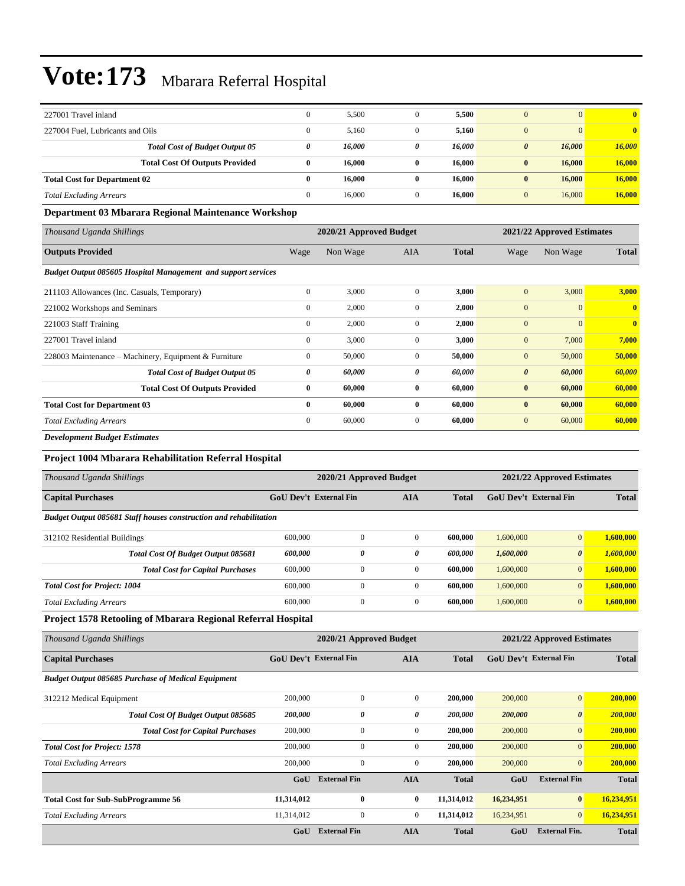# Vote:173 Mbarara Referral Hospital

| | | | | | | | |
|---|---|---|---|---|---|---|---|
| 227001 Travel inland | 0 | 5,500 | 0 | **5,500** | 0 | 0 | **0** |
| 227004 Fuel, Lubricants and Oils | 0 | 5,160 | 0 | **5,160** | 0 | 0 | **0** |
| ***Total Cost of Budget Output 05*** | ***0*** | ***16,000*** | ***0*** | ***16,000*** | ***0*** | ***16,000*** | ***16,000*** |
| **Total Cost Of Outputs Provided** | **0** | **16,000** | **0** | **16,000** | **0** | **16,000** | **16,000** |
| **Total Cost for Department 02** | **0** | **16,000** | **0** | **16,000** | **0** | **16,000** | **16,000** |
| *Total Excluding Arrears* | 0 | 16,000 | 0 | **16,000** | 0 | 16,000 | **16,000** |

**Department 03 Mbarara Regional Maintenance Workshop**

| *Thousand Uganda Shillings* | **2020/21 Approved Budget** | | | | **2021/22 Approved Estimates** | | |
|---|---|---|---|---|---|---|---|
| **Outputs Provided** | Wage | Non Wage | AIA | **Total** | Wage | Non Wage | **Total** |
| ***Budget Output 085605 Hospital Management and support services*** | | | | | | | |
| 211103 Allowances (Inc. Casuals, Temporary) | 0 | 3,000 | 0 | **3,000** | 0 | 3,000 | **3,000** |
| 221002 Workshops and Seminars | 0 | 2,000 | 0 | **2,000** | 0 | 0 | **0** |
| 221003 Staff Training | 0 | 2,000 | 0 | **2,000** | 0 | 0 | **0** |
| 227001 Travel inland | 0 | 3,000 | 0 | **3,000** | 0 | 7,000 | **7,000** |
| 228003 Maintenance – Machinery, Equipment & Furniture | 0 | 50,000 | 0 | **50,000** | 0 | 50,000 | **50,000** |
| ***Total Cost of Budget Output 05*** | ***0*** | ***60,000*** | ***0*** | ***60,000*** | ***0*** | ***60,000*** | ***60,000*** |
| **Total Cost Of Outputs Provided** | **0** | **60,000** | **0** | **60,000** | **0** | **60,000** | **60,000** |
| **Total Cost for Department 03** | **0** | **60,000** | **0** | **60,000** | **0** | **60,000** | **60,000** |
| *Total Excluding Arrears* | 0 | 60,000 | 0 | **60,000** | 0 | 60,000 | **60,000** |

***Development Budget Estimates***

**Project 1004 Mbarara Rehabilitation Referral Hospital**

| *Thousand Uganda Shillings* | **2020/21 Approved Budget** | | | | **2021/22 Approved Estimates** | | |
|---|---|---|---|---|---|---|---|
| **Capital Purchases** | **GoU Dev't** | **External Fin** | **AIA** | **Total** | **GoU Dev't** | **External Fin** | **Total** |
| ***Budget Output 085681 Staff houses construction and rehabilitation*** | | | | | | | |
| 312102 Residential Buildings | 600,000 | 0 | 0 | **600,000** | 1,600,000 | 0 | **1,600,000** |
| ***Total Cost Of Budget Output 085681*** | ***600,000*** | ***0*** | ***0*** | ***600,000*** | ***1,600,000*** | ***0*** | ***1,600,000*** |
| ***Total Cost for Capital Purchases*** | 600,000 | 0 | 0 | **600,000** | 1,600,000 | 0 | **1,600,000** |
| ***Total Cost for Project: 1004*** | 600,000 | 0 | 0 | **600,000** | 1,600,000 | 0 | **1,600,000** |
| *Total Excluding Arrears* | 600,000 | 0 | 0 | **600,000** | 1,600,000 | 0 | **1,600,000** |

**Project 1578 Retooling of Mbarara Regional Referral Hospital**

| *Thousand Uganda Shillings* | **2020/21 Approved Budget** | | | | **2021/22 Approved Estimates** | | |
|---|---|---|---|---|---|---|---|
| **Capital Purchases** | **GoU Dev't** | **External Fin** | **AIA** | **Total** | **GoU Dev't** | **External Fin** | **Total** |
| ***Budget Output 085685 Purchase of Medical Equipment*** | | | | | | | |
| 312212 Medical Equipment | 200,000 | 0 | 0 | **200,000** | 200,000 | 0 | **200,000** |
| ***Total Cost Of Budget Output 085685*** | ***200,000*** | ***0*** | ***0*** | ***200,000*** | ***200,000*** | ***0*** | ***200,000*** |
| ***Total Cost for Capital Purchases*** | 200,000 | 0 | 0 | **200,000** | 200,000 | 0 | **200,000** |
| ***Total Cost for Project: 1578*** | 200,000 | 0 | 0 | **200,000** | 200,000 | 0 | **200,000** |
| *Total Excluding Arrears* | 200,000 | 0 | 0 | **200,000** | 200,000 | 0 | **200,000** |
| | **GoU** | **External Fin** | **AIA** | **Total** | **GoU** | **External Fin** | **Total** |
| **Total Cost for Sub-SubProgramme 56** | **11,314,012** | **0** | **0** | **11,314,012** | **16,234,951** | **0** | **16,234,951** |
| *Total Excluding Arrears* | 11,314,012 | 0 | 0 | **11,314,012** | 16,234,951 | 0 | **16,234,951** |
| | **GoU** | **External Fin** | **AIA** | **Total** | **GoU** | **External Fin.** | **Total** |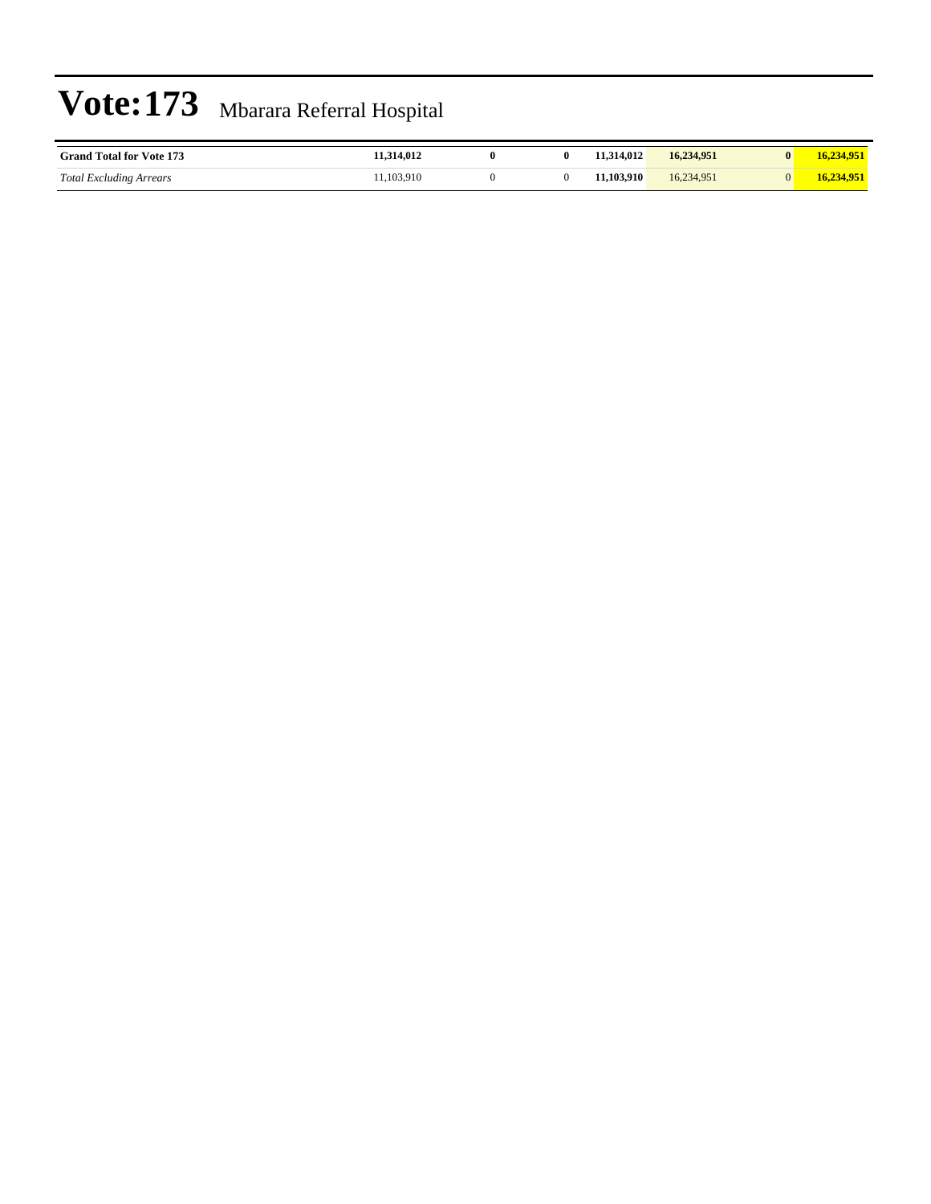| | | | | | | | |
|---|---|---|---|---|---|---|---|
| **Grand Total for Vote 173** | **11,314,012** | **0** | **0** | **11,314,012** | **16,234,951** | **0** | **16,234,951** |
| *Total Excluding Arrears* | 11,103,910 | 0 | 0 | **11,103,910** | 16,234,951 | 0 | **16,234,951** |